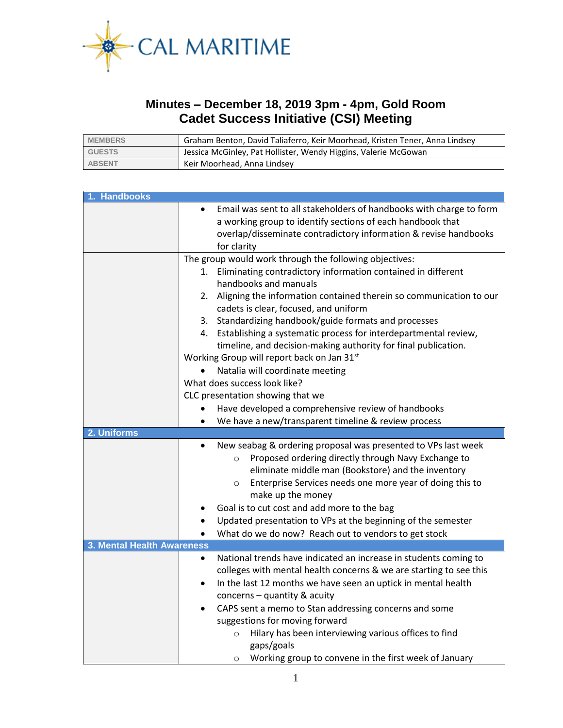CAL MARITIME

# Minutes – December 18, 2019 3pm - 4pm, Gold Room
# Cadet Success Initiative (CSI) Meeting

| MEMBERS | Graham Benton, David Taliaferro, Keir Moorhead, Kristen Tener, Anna Lindsey |
|---|---|
| GUESTS | Jessica McGinley, Pat Hollister, Wendy Higgins, Valerie McGowan |
| ABSENT | Keir Moorhead, Anna Lindsey |

## 1. Handbooks

- Email was sent to all stakeholders of handbooks with charge to form a working group to identify sections of each handbook that overlap/disseminate contradictory information & revise handbooks for clarity

The group would work through the following objectives:

1. Eliminating contradictory information contained in different handbooks and manuals
2. Aligning the information contained therein so communication to our cadets is clear, focused, and uniform
3. Standardizing handbook/guide formats and processes
4. Establishing a systematic process for interdepartmental review, timeline, and decision-making authority for final publication.

Working Group will report back on Jan 31st

- Natalia will coordinate meeting

What does success look like?

CLC presentation showing that we

- Have developed a comprehensive review of handbooks
- We have a new/transparent timeline & review process

## 2. Uniforms

- New seabag & ordering proposal was presented to VPs last week
  - Proposed ordering directly through Navy Exchange to eliminate middle man (Bookstore) and the inventory
  - Enterprise Services needs one more year of doing this to make up the money
- Goal is to cut cost and add more to the bag
- Updated presentation to VPs at the beginning of the semester
- What do we do now? Reach out to vendors to get stock

## 3. Mental Health Awareness

- National trends have indicated an increase in students coming to colleges with mental health concerns & we are starting to see this
- In the last 12 months we have seen an uptick in mental health concerns – quantity & acuity
- CAPS sent a memo to Stan addressing concerns and some suggestions for moving forward
  - Hilary has been interviewing various offices to find gaps/goals
  - Working group to convene in the first week of January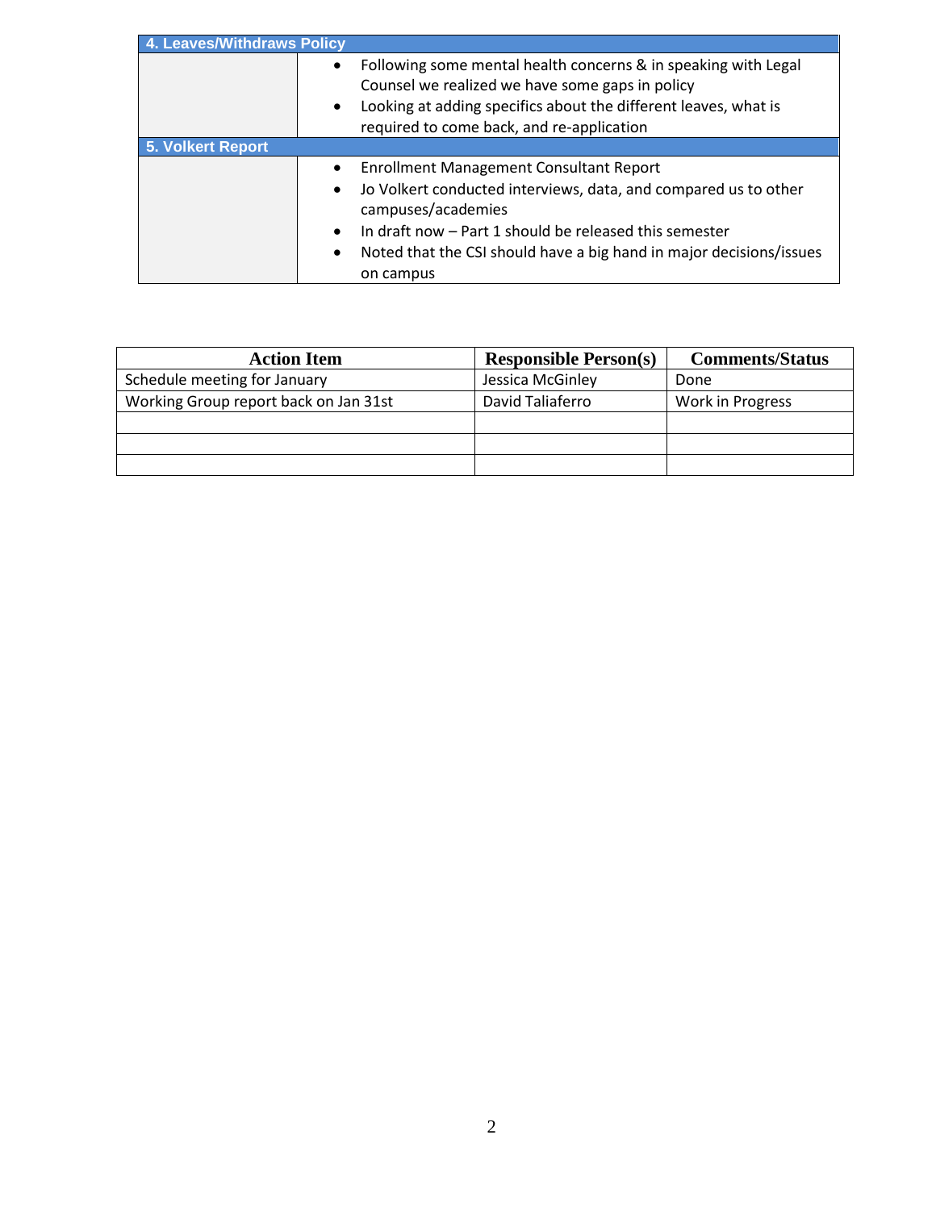## 4. Leaves/Withdraws Policy

- Following some mental health concerns & in speaking with Legal Counsel we realized we have some gaps in policy
- Looking at adding specifics about the different leaves, what is required to come back, and re-application

## 5. Volkert Report

- Enrollment Management Consultant Report
- Jo Volkert conducted interviews, data, and compared us to other campuses/academies
- In draft now – Part 1 should be released this semester
- Noted that the CSI should have a big hand in major decisions/issues on campus

| Action Item | Responsible Person(s) | Comments/Status |
|---|---|---|
| Schedule meeting for January | Jessica McGinley | Done |
| Working Group report back on Jan 31st | David Taliaferro | Work in Progress |
| | | |
| | | |
| | | |